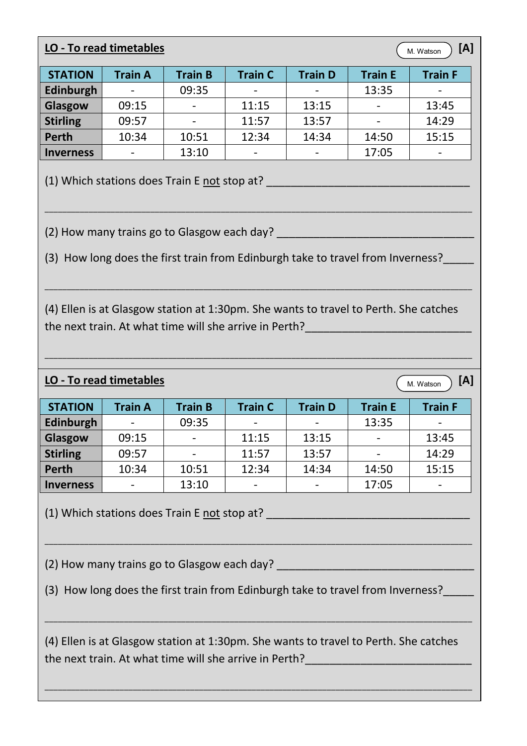**LO - To read timetables**

M. Watson **[A]**

| STATION | Train A | Train B | Train C | Train D | Train E | Train F |
|---|---|---|---|---|---|---|
| **Edinburgh** | - | 09:35 | - | - | 13:35 | - |
| **Glasgow** | 09:15 | - | 11:15 | 13:15 | - | 13:45 |
| **Stirling** | 09:57 | - | 11:57 | 13:57 | - | 14:29 |
| **Perth** | 10:34 | 10:51 | 12:34 | 14:34 | 14:50 | 15:15 |
| **Inverness** | - | 13:10 | - | - | 17:05 | - |

(1) Which stations does Train E not stop at? ___________________________________

___________________________________________________________________________

(2) How many trains go to Glasgow each day? ___________________________________

(3) How long does the first train from Edinburgh take to travel from Inverness?_____

___________________________________________________________________________

(4) Ellen is at Glasgow station at 1:30pm. She wants to travel to Perth. She catches the next train. At what time will she arrive in Perth?___________________________

___________________________________________________________________________

**LO - To read timetables**

M. Watson **[A]**

| STATION | Train A | Train B | Train C | Train D | Train E | Train F |
|---|---|---|---|---|---|---|
| **Edinburgh** | - | 09:35 | - | - | 13:35 | - |
| **Glasgow** | 09:15 | - | 11:15 | 13:15 | - | 13:45 |
| **Stirling** | 09:57 | - | 11:57 | 13:57 | - | 14:29 |
| **Perth** | 10:34 | 10:51 | 12:34 | 14:34 | 14:50 | 15:15 |
| **Inverness** | - | 13:10 | - | - | 17:05 | - |

(1) Which stations does Train E not stop at? ___________________________________

___________________________________________________________________________

(2) How many trains go to Glasgow each day? ___________________________________

(3) How long does the first train from Edinburgh take to travel from Inverness?_____

___________________________________________________________________________

(4) Ellen is at Glasgow station at 1:30pm. She wants to travel to Perth. She catches the next train. At what time will she arrive in Perth?___________________________

___________________________________________________________________________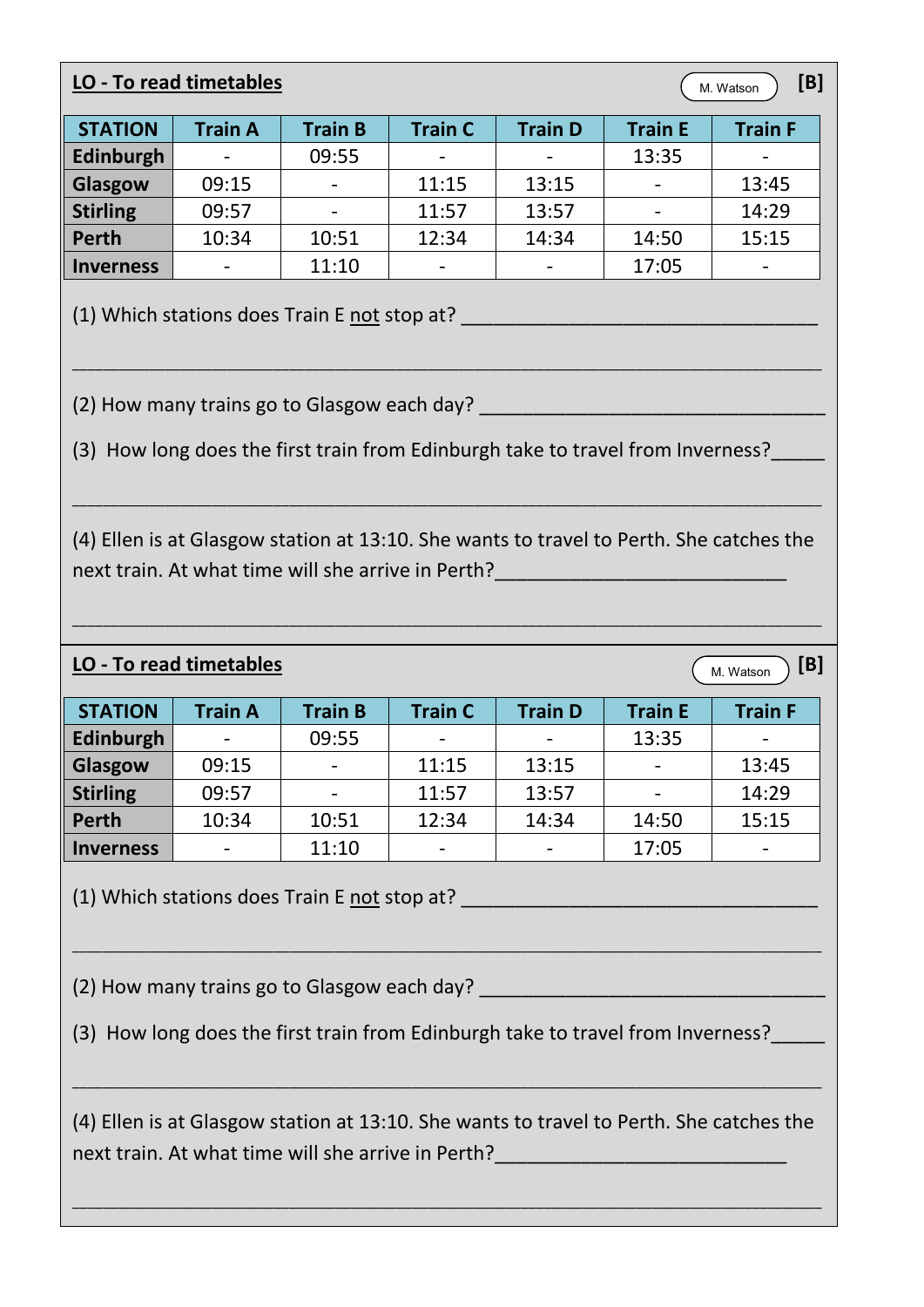**LO - To read timetables**

M. Watson **[B]**

| STATION | Train A | Train B | Train C | Train D | Train E | Train F |
|---|---|---|---|---|---|---|
| Edinburgh | - | 09:55 | - | - | 13:35 | - |
| Glasgow | 09:15 | - | 11:15 | 13:15 | - | 13:45 |
| Stirling | 09:57 | - | 11:57 | 13:57 | - | 14:29 |
| Perth | 10:34 | 10:51 | 12:34 | 14:34 | 14:50 | 15:15 |
| Inverness | - | 11:10 | - | - | 17:05 | - |

(1) Which stations does Train E not stop at? ________________________________

_____________________________________________________________________

(2) How many trains go to Glasgow each day? ________________________________

(3) How long does the first train from Edinburgh take to travel from Inverness?_____

_____________________________________________________________________

(4) Ellen is at Glasgow station at 13:10. She wants to travel to Perth. She catches the next train. At what time will she arrive in Perth?__________________________

_____________________________________________________________________

**LO - To read timetables**

M. Watson **[B]**

| STATION | Train A | Train B | Train C | Train D | Train E | Train F |
|---|---|---|---|---|---|---|
| Edinburgh | - | 09:55 | - | - | 13:35 | - |
| Glasgow | 09:15 | - | 11:15 | 13:15 | - | 13:45 |
| Stirling | 09:57 | - | 11:57 | 13:57 | - | 14:29 |
| Perth | 10:34 | 10:51 | 12:34 | 14:34 | 14:50 | 15:15 |
| Inverness | - | 11:10 | - | - | 17:05 | - |

(1) Which stations does Train E not stop at? ________________________________

_____________________________________________________________________

(2) How many trains go to Glasgow each day? ________________________________

(3) How long does the first train from Edinburgh take to travel from Inverness?_____

_____________________________________________________________________

(4) Ellen is at Glasgow station at 13:10. She wants to travel to Perth. She catches the next train. At what time will she arrive in Perth?__________________________

_____________________________________________________________________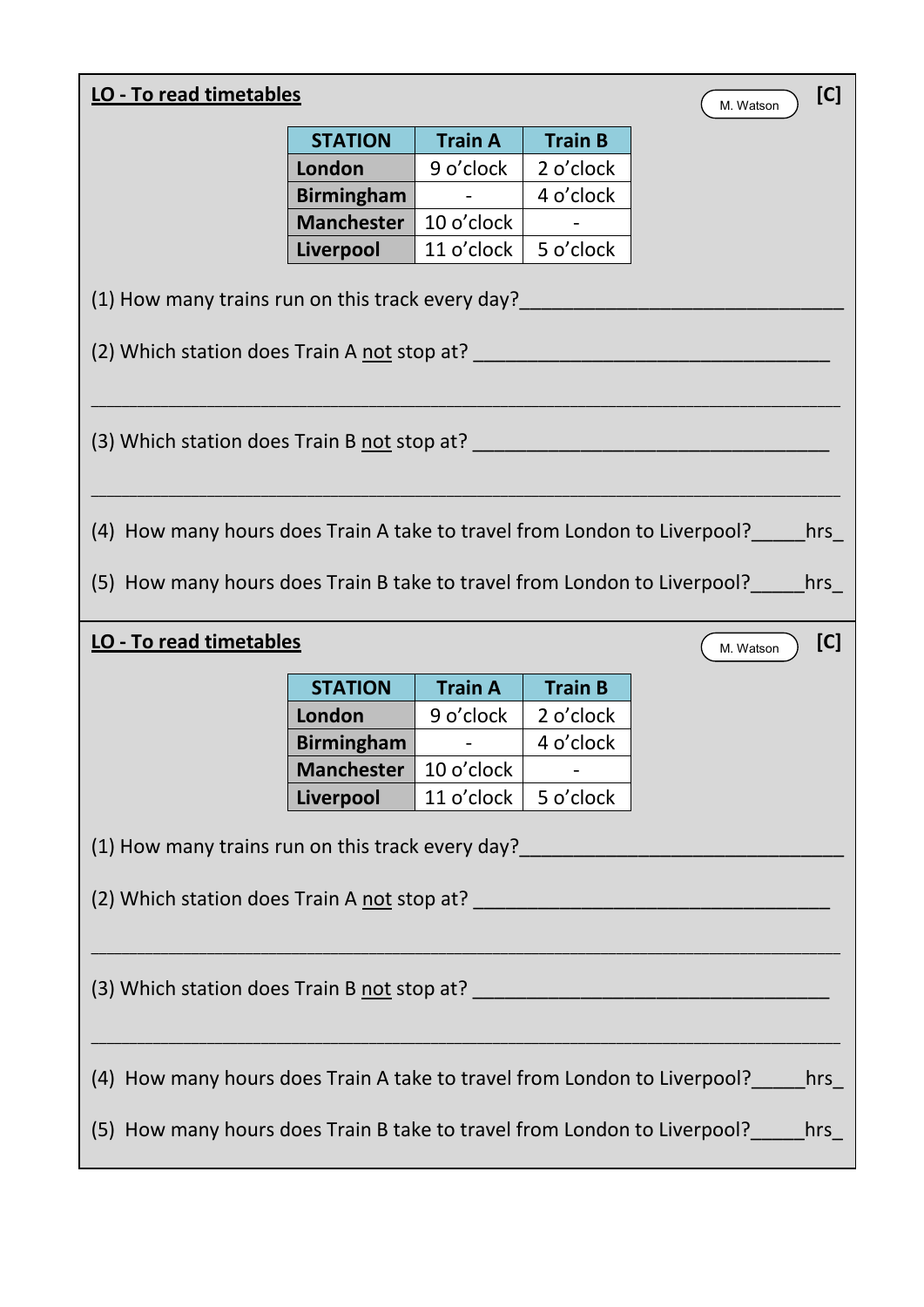## LO - To read timetables

M. Watson **[C]**

| STATION | Train A | Train B |
|---|---|---|
| **London** | 9 o'clock | 2 o'clock |
| **Birmingham** | - | 4 o'clock |
| **Manchester** | 10 o'clock | - |
| **Liverpool** | 11 o'clock | 5 o'clock |

(1) How many trains run on this track every day?______________________________

(2) Which station does Train A not stop at? ________________________________

_______________________________________________________________________

(3) Which station does Train B not stop at? ________________________________

_______________________________________________________________________

(4) How many hours does Train A take to travel from London to Liverpool?_____hrs_

(5) How many hours does Train B take to travel from London to Liverpool?_____hrs_

## LO - To read timetables

M. Watson **[C]**

| STATION | Train A | Train B |
|---|---|---|
| **London** | 9 o'clock | 2 o'clock |
| **Birmingham** | - | 4 o'clock |
| **Manchester** | 10 o'clock | - |
| **Liverpool** | 11 o'clock | 5 o'clock |

(1) How many trains run on this track every day?______________________________

(2) Which station does Train A not stop at? ________________________________

_______________________________________________________________________

(3) Which station does Train B not stop at? ________________________________

_______________________________________________________________________

(4) How many hours does Train A take to travel from London to Liverpool?_____hrs_

(5) How many hours does Train B take to travel from London to Liverpool?_____hrs_